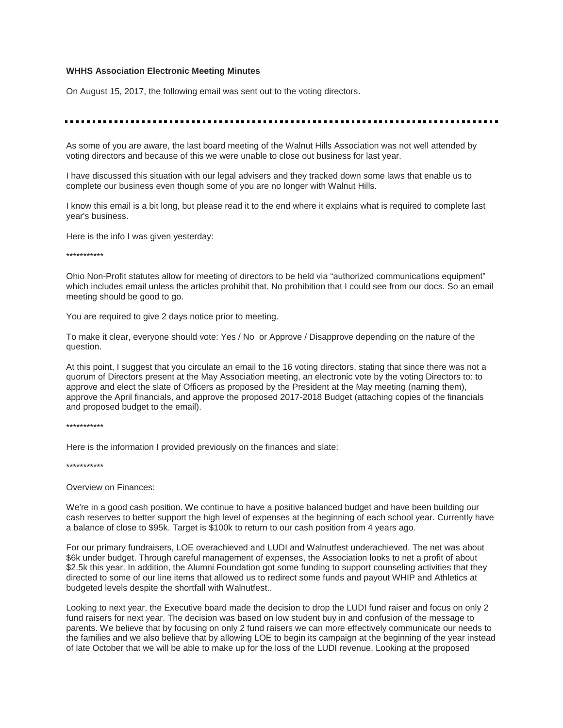**WHHS Association Electronic Meeting Minutes**

On August 15, 2017, the following email was sent out to the voting directors.

---

As some of you are aware, the last board meeting of the Walnut Hills Association was not well attended by voting directors and because of this we were unable to close out business for last year.

I have discussed this situation with our legal advisers and they tracked down some laws that enable us to complete our business even though some of you are no longer with Walnut Hills.

I know this email is a bit long, but please read it to the end where it explains what is required to complete last year's business.

Here is the info I was given yesterday:

***********

Ohio Non-Profit statutes allow for meeting of directors to be held via "authorized communications equipment" which includes email unless the articles prohibit that. No prohibition that I could see from our docs. So an email meeting should be good to go.

You are required to give 2 days notice prior to meeting.

To make it clear, everyone should vote: Yes / No or Approve / Disapprove depending on the nature of the question.

At this point, I suggest that you circulate an email to the 16 voting directors, stating that since there was not a quorum of Directors present at the May Association meeting, an electronic vote by the voting Directors to: to approve and elect the slate of Officers as proposed by the President at the May meeting (naming them), approve the April financials, and approve the proposed 2017-2018 Budget (attaching copies of the financials and proposed budget to the email).

***********

Here is the information I provided previously on the finances and slate:

***********

Overview on Finances:

We're in a good cash position. We continue to have a positive balanced budget and have been building our cash reserves to better support the high level of expenses at the beginning of each school year. Currently have a balance of close to $95k. Target is $100k to return to our cash position from 4 years ago.

For our primary fundraisers, LOE overachieved and LUDI and Walnutfest underachieved. The net was about $6k under budget. Through careful management of expenses, the Association looks to net a profit of about $2.5k this year. In addition, the Alumni Foundation got some funding to support counseling activities that they directed to some of our line items that allowed us to redirect some funds and payout WHIP and Athletics at budgeted levels despite the shortfall with Walnutfest..

Looking to next year, the Executive board made the decision to drop the LUDI fund raiser and focus on only 2 fund raisers for next year. The decision was based on low student buy in and confusion of the message to parents. We believe that by focusing on only 2 fund raisers we can more effectively communicate our needs to the families and we also believe that by allowing LOE to begin its campaign at the beginning of the year instead of late October that we will be able to make up for the loss of the LUDI revenue. Looking at the proposed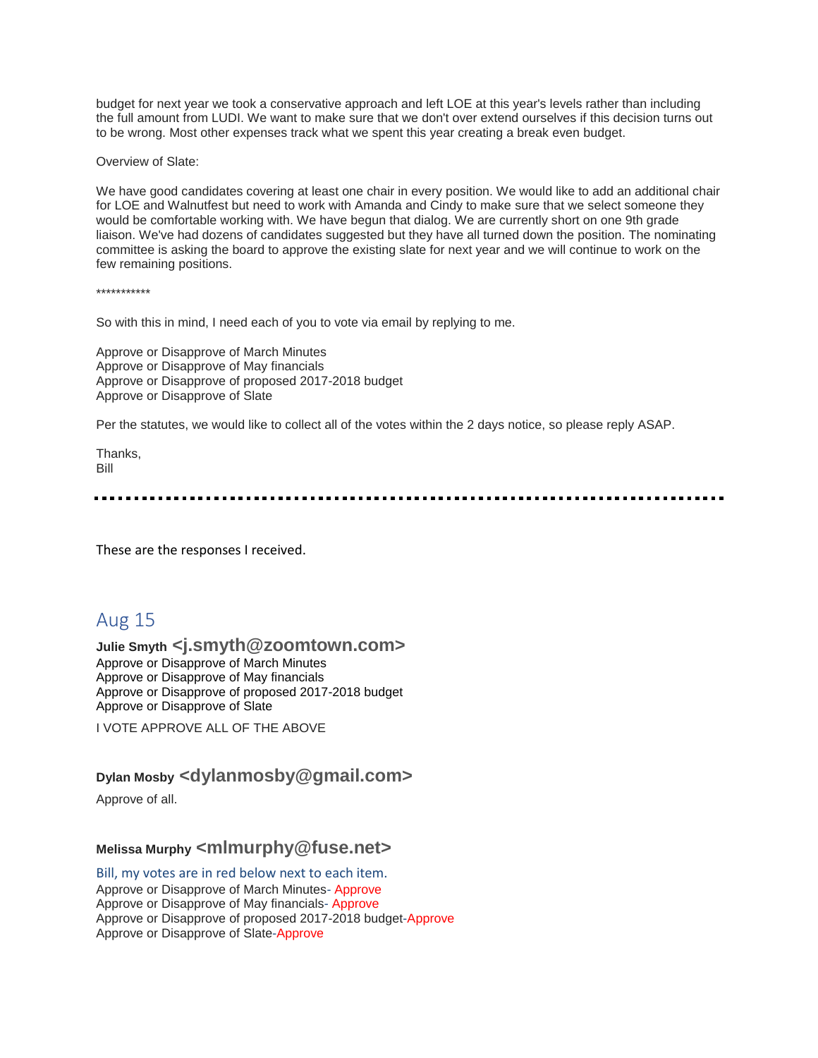budget for next year we took a conservative approach and left LOE at this year's levels rather than including the full amount from LUDI. We want to make sure that we don't over extend ourselves if this decision turns out to be wrong. Most other expenses track what we spent this year creating a break even budget.

Overview of Slate:

We have good candidates covering at least one chair in every position. We would like to add an additional chair for LOE and Walnutfest but need to work with Amanda and Cindy to make sure that we select someone they would be comfortable working with. We have begun that dialog. We are currently short on one 9th grade liaison. We've had dozens of candidates suggested but they have all turned down the position. The nominating committee is asking the board to approve the existing slate for next year and we will continue to work on the few remaining positions.

***********

So with this in mind, I need each of you to vote via email by replying to me.

Approve or Disapprove of March Minutes
Approve or Disapprove of May financials
Approve or Disapprove of proposed 2017-2018 budget
Approve or Disapprove of Slate

Per the statutes, we would like to collect all of the votes within the 2 days notice, so please reply ASAP.

Thanks,
Bill

---

These are the responses I received.

## Aug 15

**Julie Smyth <j.smyth@zoomtown.com>**

Approve or Disapprove of March Minutes
Approve or Disapprove of May financials
Approve or Disapprove of proposed 2017-2018 budget
Approve or Disapprove of Slate

I VOTE APPROVE ALL OF THE ABOVE

**Dylan Mosby <dylanmosby@gmail.com>**

Approve of all.

**Melissa Murphy <mlmurphy@fuse.net>**

Bill, my votes are in red below next to each item.
Approve or Disapprove of March Minutes- Approve
Approve or Disapprove of May financials- Approve
Approve or Disapprove of proposed 2017-2018 budget-Approve
Approve or Disapprove of Slate-Approve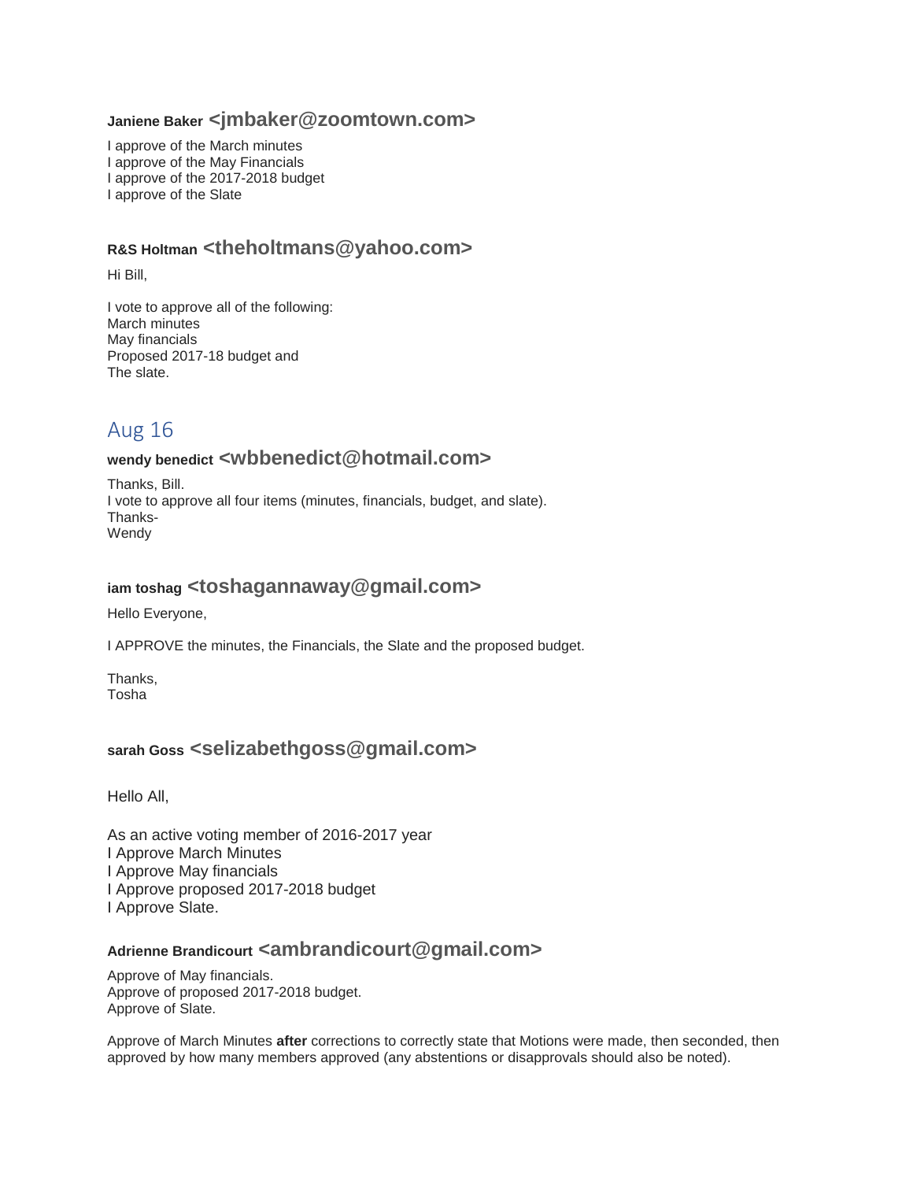**Janiene Baker** <jmbaker@zoomtown.com>

I approve of the March minutes
I approve of the May Financials
I approve of the 2017-2018 budget
I approve of the Slate

**R&S Holtman** <theholtmans@yahoo.com>

Hi Bill,

I vote to approve all of the following:
March minutes
May financials
Proposed 2017-18 budget and
The slate.

## Aug 16

**wendy benedict** <wbbenedict@hotmail.com>

Thanks, Bill.
I vote to approve all four items (minutes, financials, budget, and slate).
Thanks-
Wendy

**iam toshag** <toshagannaway@gmail.com>

Hello Everyone,

I APPROVE the minutes, the Financials, the Slate and the proposed budget.

Thanks,
Tosha

**sarah Goss** <selizabethgoss@gmail.com>

Hello All,

As an active voting member of 2016-2017 year
I Approve March Minutes
I Approve May financials
I Approve proposed 2017-2018 budget
I Approve Slate.

**Adrienne Brandicourt** <ambrandicourt@gmail.com>

Approve of May financials.
Approve of proposed 2017-2018 budget.
Approve of Slate.

Approve of March Minutes **after** corrections to correctly state that Motions were made, then seconded, then approved by how many members approved (any abstentions or disapprovals should also be noted).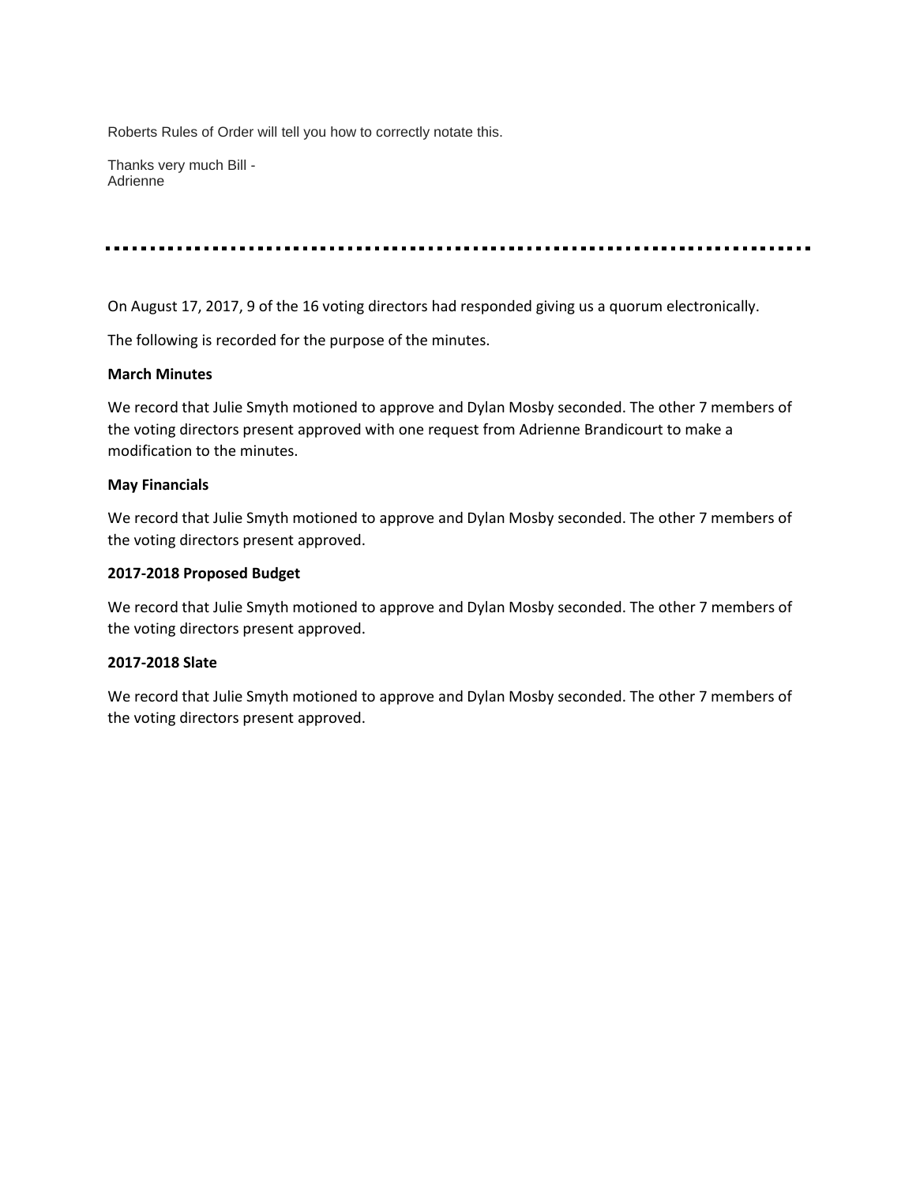Roberts Rules of Order will tell you how to correctly notate this.

Thanks very much Bill -
Adrienne

---

On August 17, 2017, 9 of the 16 voting directors had responded giving us a quorum electronically.

The following is recorded for the purpose of the minutes.

**March Minutes**

We record that Julie Smyth motioned to approve and Dylan Mosby seconded. The other 7 members of the voting directors present approved with one request from Adrienne Brandicourt to make a modification to the minutes.

**May Financials**

We record that Julie Smyth motioned to approve and Dylan Mosby seconded. The other 7 members of the voting directors present approved.

**2017-2018 Proposed Budget**

We record that Julie Smyth motioned to approve and Dylan Mosby seconded. The other 7 members of the voting directors present approved.

**2017-2018 Slate**

We record that Julie Smyth motioned to approve and Dylan Mosby seconded. The other 7 members of the voting directors present approved.